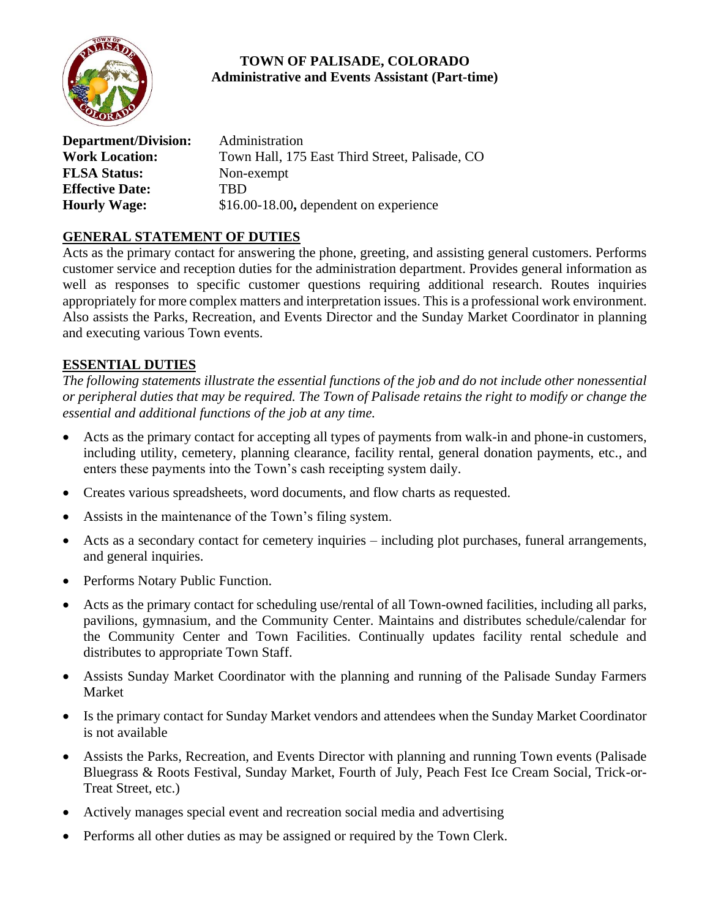# TOWN OF PALISADE, COLORADO
## Administrative and Events Assistant (Part-time)

**Department/Division:** Administration
**Work Location:** Town Hall, 175 East Third Street, Palisade, CO
**FLSA Status:** Non-exempt
**Effective Date:** TBD
**Hourly Wage:** $16.00-18.00**,** dependent on experience

## GENERAL STATEMENT OF DUTIES

Acts as the primary contact for answering the phone, greeting, and assisting general customers. Performs customer service and reception duties for the administration department. Provides general information as well as responses to specific customer questions requiring additional research. Routes inquiries appropriately for more complex matters and interpretation issues. This is a professional work environment. Also assists the Parks, Recreation, and Events Director and the Sunday Market Coordinator in planning and executing various Town events.

## ESSENTIAL DUTIES

*The following statements illustrate the essential functions of the job and do not include other nonessential or peripheral duties that may be required. The Town of Palisade retains the right to modify or change the essential and additional functions of the job at any time.*

- Acts as the primary contact for accepting all types of payments from walk-in and phone-in customers, including utility, cemetery, planning clearance, facility rental, general donation payments, etc., and enters these payments into the Town's cash receipting system daily.
- Creates various spreadsheets, word documents, and flow charts as requested.
- Assists in the maintenance of the Town's filing system.
- Acts as a secondary contact for cemetery inquiries – including plot purchases, funeral arrangements, and general inquiries.
- Performs Notary Public Function.
- Acts as the primary contact for scheduling use/rental of all Town-owned facilities, including all parks, pavilions, gymnasium, and the Community Center. Maintains and distributes schedule/calendar for the Community Center and Town Facilities. Continually updates facility rental schedule and distributes to appropriate Town Staff.
- Assists Sunday Market Coordinator with the planning and running of the Palisade Sunday Farmers Market
- Is the primary contact for Sunday Market vendors and attendees when the Sunday Market Coordinator is not available
- Assists the Parks, Recreation, and Events Director with planning and running Town events (Palisade Bluegrass & Roots Festival, Sunday Market, Fourth of July, Peach Fest Ice Cream Social, Trick-or-Treat Street, etc.)
- Actively manages special event and recreation social media and advertising
- Performs all other duties as may be assigned or required by the Town Clerk.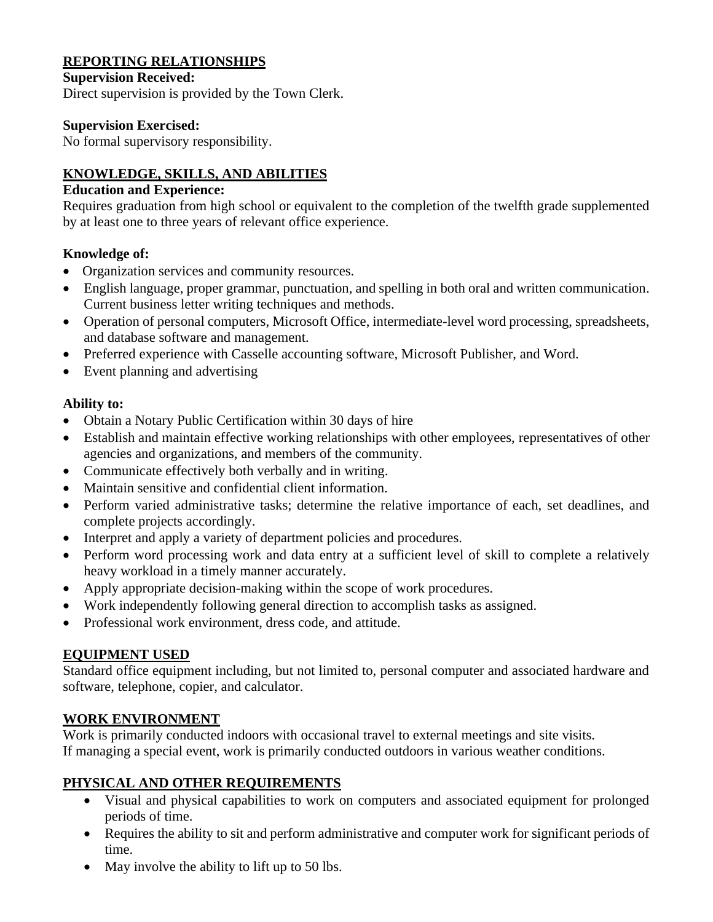## REPORTING RELATIONSHIPS

**Supervision Received:**
Direct supervision is provided by the Town Clerk.

**Supervision Exercised:**
No formal supervisory responsibility.

## KNOWLEDGE, SKILLS, AND ABILITIES

**Education and Experience:**
Requires graduation from high school or equivalent to the completion of the twelfth grade supplemented by at least one to three years of relevant office experience.

**Knowledge of:**

- Organization services and community resources.
- English language, proper grammar, punctuation, and spelling in both oral and written communication. Current business letter writing techniques and methods.
- Operation of personal computers, Microsoft Office, intermediate-level word processing, spreadsheets, and database software and management.
- Preferred experience with Casselle accounting software, Microsoft Publisher, and Word.
- Event planning and advertising

**Ability to:**

- Obtain a Notary Public Certification within 30 days of hire
- Establish and maintain effective working relationships with other employees, representatives of other agencies and organizations, and members of the community.
- Communicate effectively both verbally and in writing.
- Maintain sensitive and confidential client information.
- Perform varied administrative tasks; determine the relative importance of each, set deadlines, and complete projects accordingly.
- Interpret and apply a variety of department policies and procedures.
- Perform word processing work and data entry at a sufficient level of skill to complete a relatively heavy workload in a timely manner accurately.
- Apply appropriate decision-making within the scope of work procedures.
- Work independently following general direction to accomplish tasks as assigned.
- Professional work environment, dress code, and attitude.

## EQUIPMENT USED

Standard office equipment including, but not limited to, personal computer and associated hardware and software, telephone, copier, and calculator.

## WORK ENVIRONMENT

Work is primarily conducted indoors with occasional travel to external meetings and site visits.
If managing a special event, work is primarily conducted outdoors in various weather conditions.

## PHYSICAL AND OTHER REQUIREMENTS

- Visual and physical capabilities to work on computers and associated equipment for prolonged periods of time.
- Requires the ability to sit and perform administrative and computer work for significant periods of time.
- May involve the ability to lift up to 50 lbs.